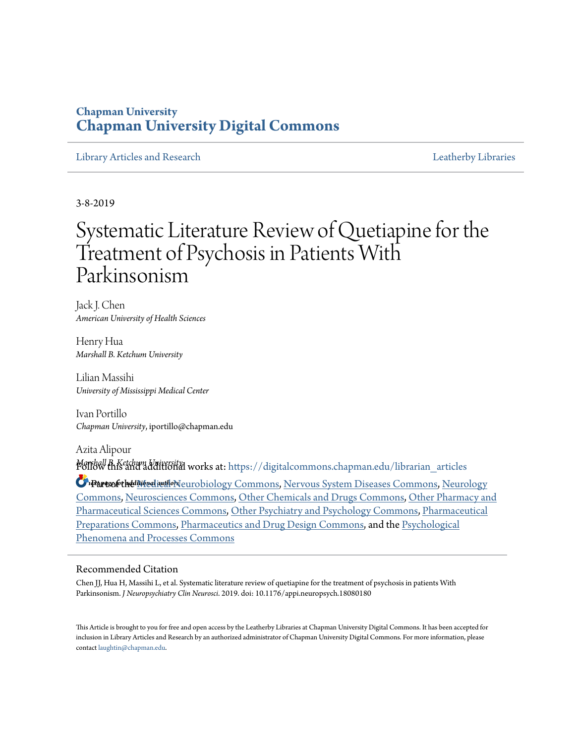# Chapman University
# Chapman University Digital Commons

Library Articles and Research | Leatherby Libraries

3-8-2019

# Systematic Literature Review of Quetiapine for the Treatment of Psychosis in Patients With Parkinsonism

Jack J. Chen
*American University of Health Sciences*

Henry Hua
*Marshall B. Ketchum University*

Lilian Massihi
*University of Mississippi Medical Center*

Ivan Portillo
*Chapman University*, iportillo@chapman.edu

Azita Alipour
*Marshall B. Ketchum University*

See next page for additional authors

Follow this and additional works at: https://digitalcommons.chapman.edu/librarian_articles

Part of the Medical Neurobiology Commons, Nervous System Diseases Commons, Neurology Commons, Neurosciences Commons, Other Chemicals and Drugs Commons, Other Pharmacy and Pharmaceutical Sciences Commons, Other Psychiatry and Psychology Commons, Pharmaceutical Preparations Commons, Pharmaceutics and Drug Design Commons, and the Psychological Phenomena and Processes Commons

## Recommended Citation

Chen JJ, Hua H, Massihi L, et al. Systematic literature review of quetiapine for the treatment of psychosis in patients With Parkinsonism. *J Neuropsychiatry Clin Neurosci*. 2019. doi: 10.1176/appi.neuropsych.18080180

This Article is brought to you for free and open access by the Leatherby Libraries at Chapman University Digital Commons. It has been accepted for inclusion in Library Articles and Research by an authorized administrator of Chapman University Digital Commons. For more information, please contact laughtin@chapman.edu.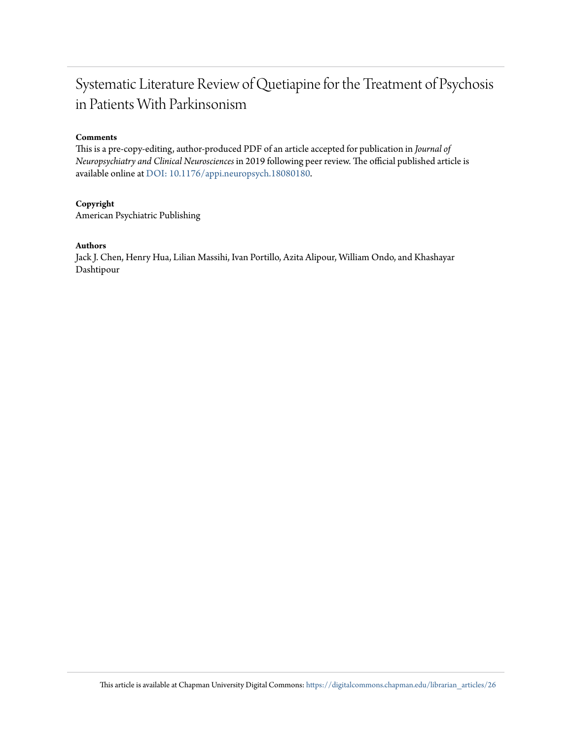# Systematic Literature Review of Quetiapine for the Treatment of Psychosis in Patients With Parkinsonism

**Comments**

This is a pre-copy-editing, author-produced PDF of an article accepted for publication in *Journal of Neuropsychiatry and Clinical Neurosciences* in 2019 following peer review. The official published article is available online at DOI: 10.1176/appi.neuropsych.18080180.

**Copyright**

American Psychiatric Publishing

**Authors**

Jack J. Chen, Henry Hua, Lilian Massihi, Ivan Portillo, Azita Alipour, William Ondo, and Khashayar Dashtipour

This article is available at Chapman University Digital Commons: https://digitalcommons.chapman.edu/librarian_articles/26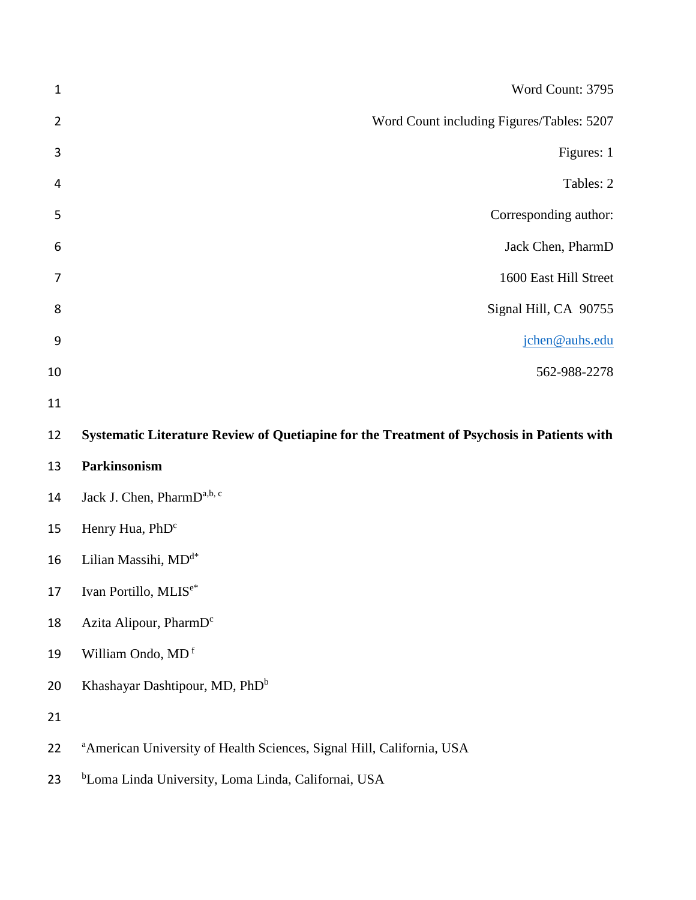Word Count: 3795

Word Count including Figures/Tables: 5207

Figures: 1

Tables: 2

Corresponding author:

Jack Chen, PharmD

1600 East Hill Street

Signal Hill, CA 90755

jchen@auhs.edu

562-988-2278

# Systematic Literature Review of Quetiapine for the Treatment of Psychosis in Patients with Parkinsonism

Jack J. Chen, PharmD[a,b,c]

Henry Hua, PhD[c]

Lilian Massihi, MD[d*]

Ivan Portillo, MLIS[e*]

Azita Alipour, PharmD[c]

William Ondo, MD[f]

Khashayar Dashtipour, MD, PhD[b]

[a]American University of Health Sciences, Signal Hill, California, USA

[b]Loma Linda University, Loma Linda, Californai, USA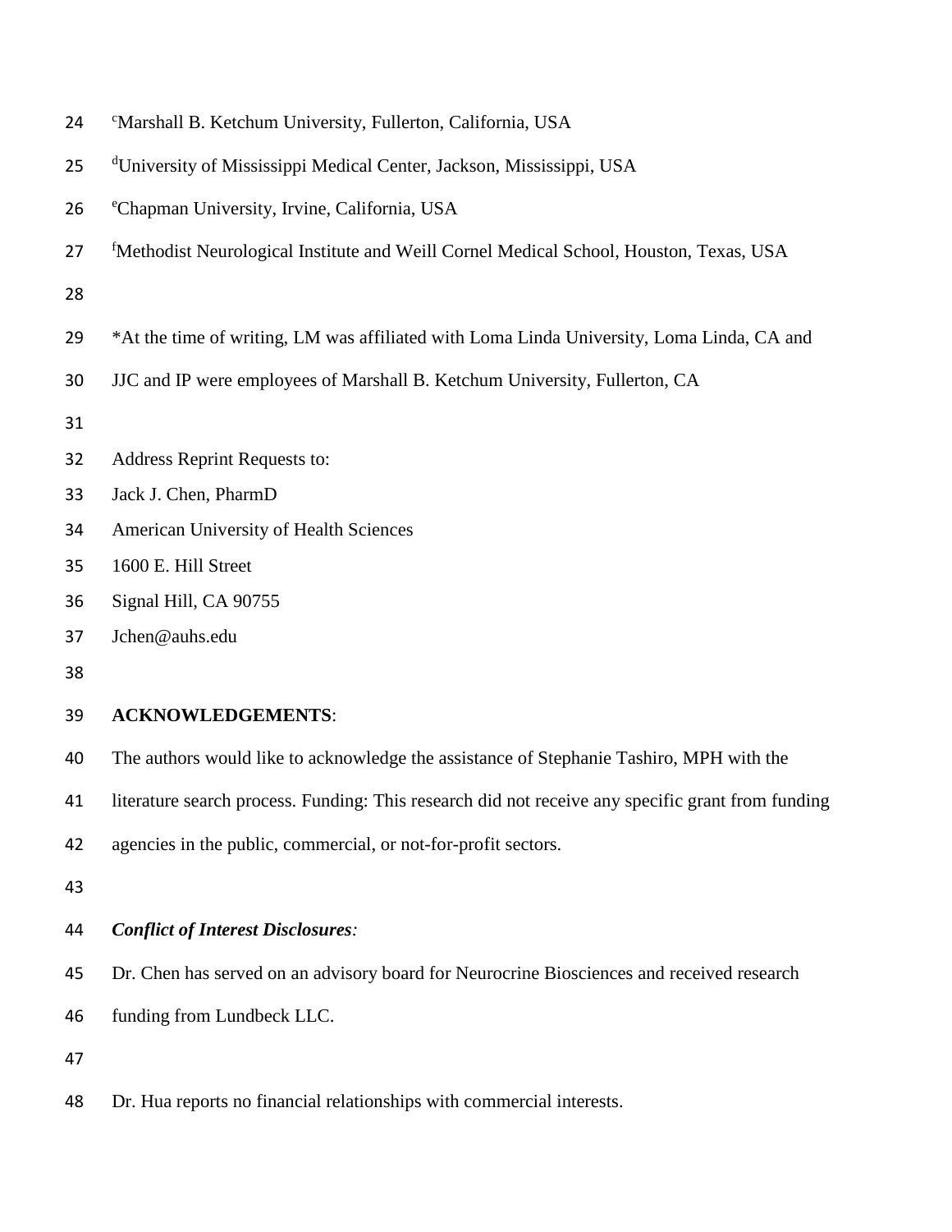[c]Marshall B. Ketchum University, Fullerton, California, USA

[d]University of Mississippi Medical Center, Jackson, Mississippi, USA

[e]Chapman University, Irvine, California, USA

[f]Methodist Neurological Institute and Weill Cornel Medical School, Houston, Texas, USA

*At the time of writing, LM was affiliated with Loma Linda University, Loma Linda, CA and JJC and IP were employees of Marshall B. Ketchum University, Fullerton, CA

Address Reprint Requests to:
Jack J. Chen, PharmD
American University of Health Sciences
1600 E. Hill Street
Signal Hill, CA 90755
Jchen@auhs.edu

**ACKNOWLEDGEMENTS**:

The authors would like to acknowledge the assistance of Stephanie Tashiro, MPH with the literature search process. Funding: This research did not receive any specific grant from funding agencies in the public, commercial, or not-for-profit sectors.

***Conflict of Interest Disclosures:***

Dr. Chen has served on an advisory board for Neurocrine Biosciences and received research funding from Lundbeck LLC.

Dr. Hua reports no financial relationships with commercial interests.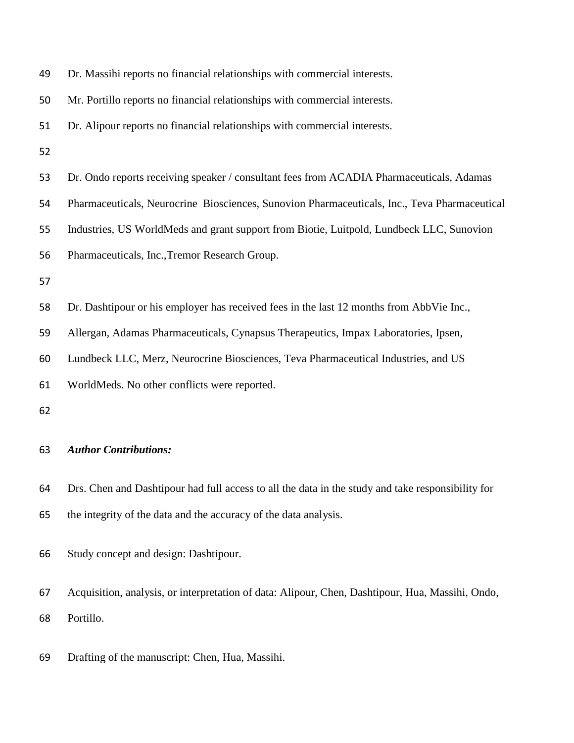Dr. Massihi reports no financial relationships with commercial interests.

Mr. Portillo reports no financial relationships with commercial interests.

Dr. Alipour reports no financial relationships with commercial interests.

Dr. Ondo reports receiving speaker / consultant fees from ACADIA Pharmaceuticals, Adamas Pharmaceuticals, Neurocrine Biosciences, Sunovion Pharmaceuticals, Inc., Teva Pharmaceutical Industries, US WorldMeds and grant support from Biotie, Luitpold, Lundbeck LLC, Sunovion Pharmaceuticals, Inc.,Tremor Research Group.

Dr. Dashtipour or his employer has received fees in the last 12 months from AbbVie Inc., Allergan, Adamas Pharmaceuticals, Cynapsus Therapeutics, Impax Laboratories, Ipsen, Lundbeck LLC, Merz, Neurocrine Biosciences, Teva Pharmaceutical Industries, and US WorldMeds. No other conflicts were reported.

***Author Contributions:***

Drs. Chen and Dashtipour had full access to all the data in the study and take responsibility for the integrity of the data and the accuracy of the data analysis.

Study concept and design: Dashtipour.

Acquisition, analysis, or interpretation of data: Alipour, Chen, Dashtipour, Hua, Massihi, Ondo, Portillo.

Drafting of the manuscript: Chen, Hua, Massihi.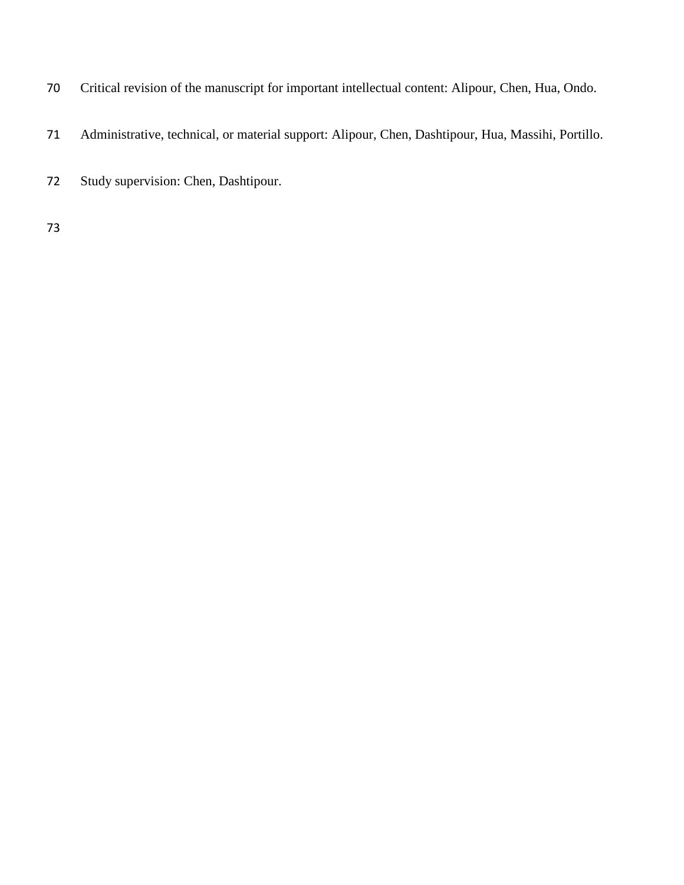Critical revision of the manuscript for important intellectual content: Alipour, Chen, Hua, Ondo.

Administrative, technical, or material support: Alipour, Chen, Dashtipour, Hua, Massihi, Portillo.

Study supervision: Chen, Dashtipour.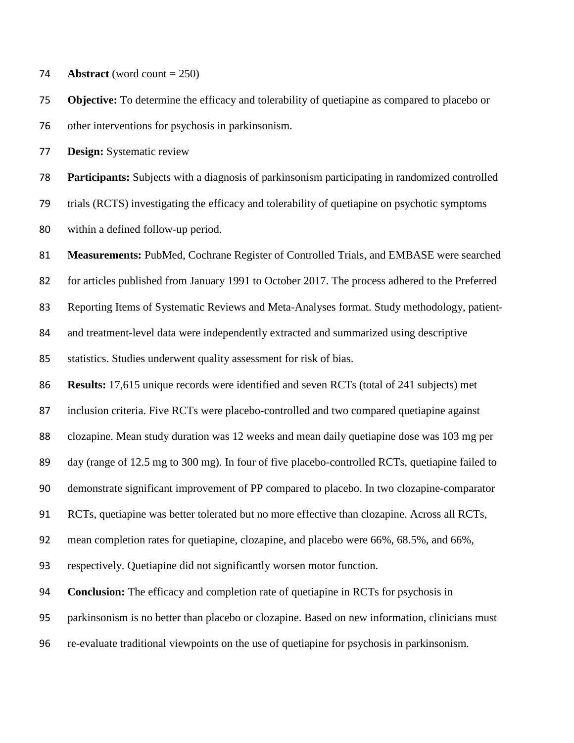**Abstract** (word count = 250)

**Objective:** To determine the efficacy and tolerability of quetiapine as compared to placebo or other interventions for psychosis in parkinsonism.

**Design:** Systematic review

**Participants:** Subjects with a diagnosis of parkinsonism participating in randomized controlled trials (RCTS) investigating the efficacy and tolerability of quetiapine on psychotic symptoms within a defined follow-up period.

**Measurements:** PubMed, Cochrane Register of Controlled Trials, and EMBASE were searched for articles published from January 1991 to October 2017. The process adhered to the Preferred Reporting Items of Systematic Reviews and Meta-Analyses format. Study methodology, patient- and treatment-level data were independently extracted and summarized using descriptive statistics. Studies underwent quality assessment for risk of bias.

**Results:** 17,615 unique records were identified and seven RCTs (total of 241 subjects) met inclusion criteria. Five RCTs were placebo-controlled and two compared quetiapine against clozapine. Mean study duration was 12 weeks and mean daily quetiapine dose was 103 mg per day (range of 12.5 mg to 300 mg). In four of five placebo-controlled RCTs, quetiapine failed to demonstrate significant improvement of PP compared to placebo. In two clozapine-comparator RCTs, quetiapine was better tolerated but no more effective than clozapine. Across all RCTs, mean completion rates for quetiapine, clozapine, and placebo were 66%, 68.5%, and 66%, respectively. Quetiapine did not significantly worsen motor function.

**Conclusion:** The efficacy and completion rate of quetiapine in RCTs for psychosis in parkinsonism is no better than placebo or clozapine. Based on new information, clinicians must re-evaluate traditional viewpoints on the use of quetiapine for psychosis in parkinsonism.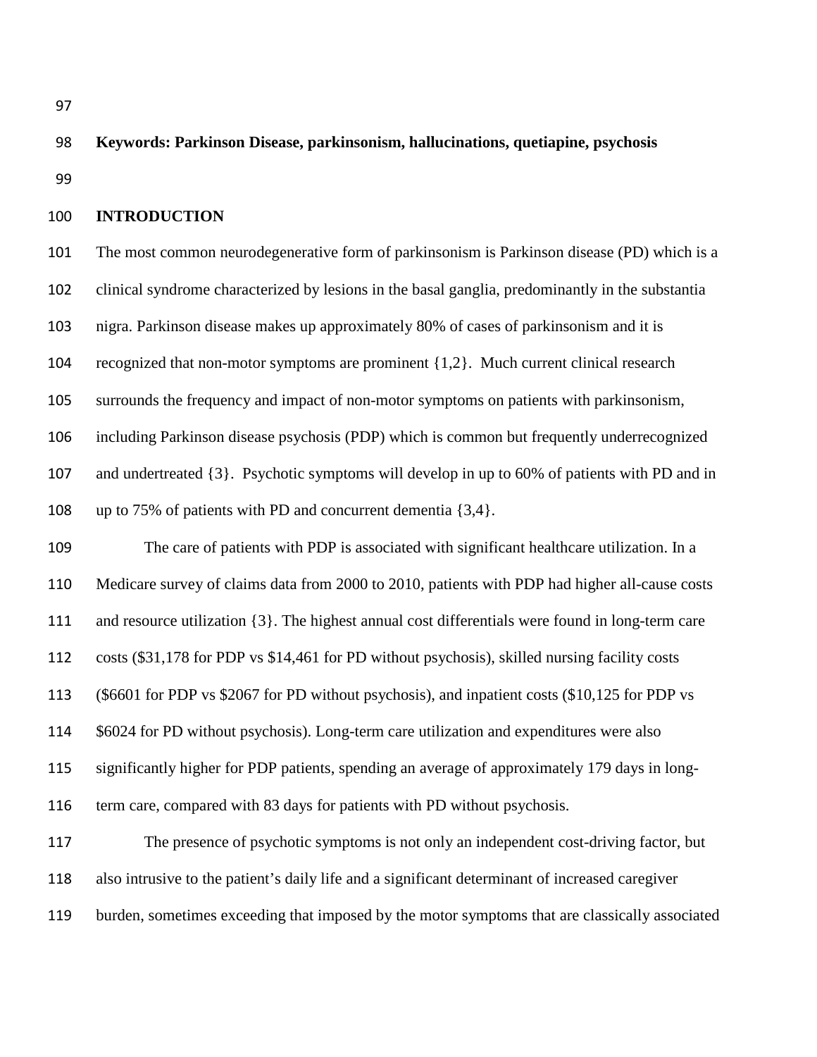**Keywords: Parkinson Disease, parkinsonism, hallucinations, quetiapine, psychosis**

## INTRODUCTION

The most common neurodegenerative form of parkinsonism is Parkinson disease (PD) which is a clinical syndrome characterized by lesions in the basal ganglia, predominantly in the substantia nigra. Parkinson disease makes up approximately 80% of cases of parkinsonism and it is recognized that non-motor symptoms are prominent {1,2}. Much current clinical research surrounds the frequency and impact of non-motor symptoms on patients with parkinsonism, including Parkinson disease psychosis (PDP) which is common but frequently underrecognized and undertreated {3}. Psychotic symptoms will develop in up to 60% of patients with PD and in up to 75% of patients with PD and concurrent dementia {3,4}.

The care of patients with PDP is associated with significant healthcare utilization. In a Medicare survey of claims data from 2000 to 2010, patients with PDP had higher all-cause costs and resource utilization {3}. The highest annual cost differentials were found in long-term care costs ($31,178 for PDP vs $14,461 for PD without psychosis), skilled nursing facility costs ($6601 for PDP vs $2067 for PD without psychosis), and inpatient costs ($10,125 for PDP vs $6024 for PD without psychosis). Long-term care utilization and expenditures were also significantly higher for PDP patients, spending an average of approximately 179 days in long-term care, compared with 83 days for patients with PD without psychosis.

The presence of psychotic symptoms is not only an independent cost-driving factor, but also intrusive to the patient's daily life and a significant determinant of increased caregiver burden, sometimes exceeding that imposed by the motor symptoms that are classically associated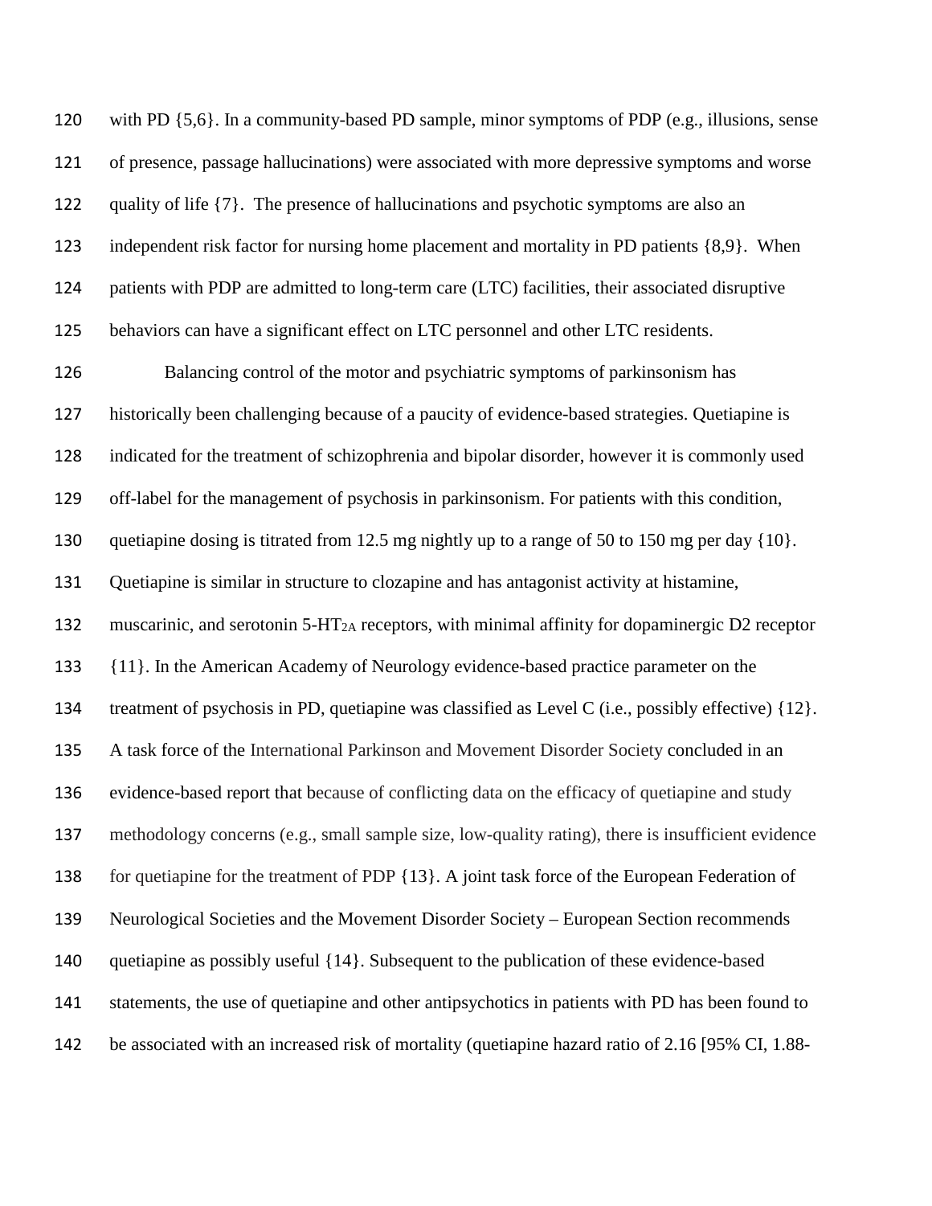with PD {5,6}. In a community-based PD sample, minor symptoms of PDP (e.g., illusions, sense of presence, passage hallucinations) were associated with more depressive symptoms and worse quality of life {7}. The presence of hallucinations and psychotic symptoms are also an independent risk factor for nursing home placement and mortality in PD patients {8,9}. When patients with PDP are admitted to long-term care (LTC) facilities, their associated disruptive behaviors can have a significant effect on LTC personnel and other LTC residents.

Balancing control of the motor and psychiatric symptoms of parkinsonism has historically been challenging because of a paucity of evidence-based strategies. Quetiapine is indicated for the treatment of schizophrenia and bipolar disorder, however it is commonly used off-label for the management of psychosis in parkinsonism. For patients with this condition, quetiapine dosing is titrated from 12.5 mg nightly up to a range of 50 to 150 mg per day {10}. Quetiapine is similar in structure to clozapine and has antagonist activity at histamine, muscarinic, and serotonin 5-$HT_{2A}$ receptors, with minimal affinity for dopaminergic D2 receptor {11}. In the American Academy of Neurology evidence-based practice parameter on the treatment of psychosis in PD, quetiapine was classified as Level C (i.e., possibly effective) {12}. A task force of the International Parkinson and Movement Disorder Society concluded in an evidence-based report that because of conflicting data on the efficacy of quetiapine and study methodology concerns (e.g., small sample size, low-quality rating), there is insufficient evidence for quetiapine for the treatment of PDP {13}. A joint task force of the European Federation of Neurological Societies and the Movement Disorder Society – European Section recommends quetiapine as possibly useful {14}. Subsequent to the publication of these evidence-based statements, the use of quetiapine and other antipsychotics in patients with PD has been found to be associated with an increased risk of mortality (quetiapine hazard ratio of 2.16 [95% CI, 1.88-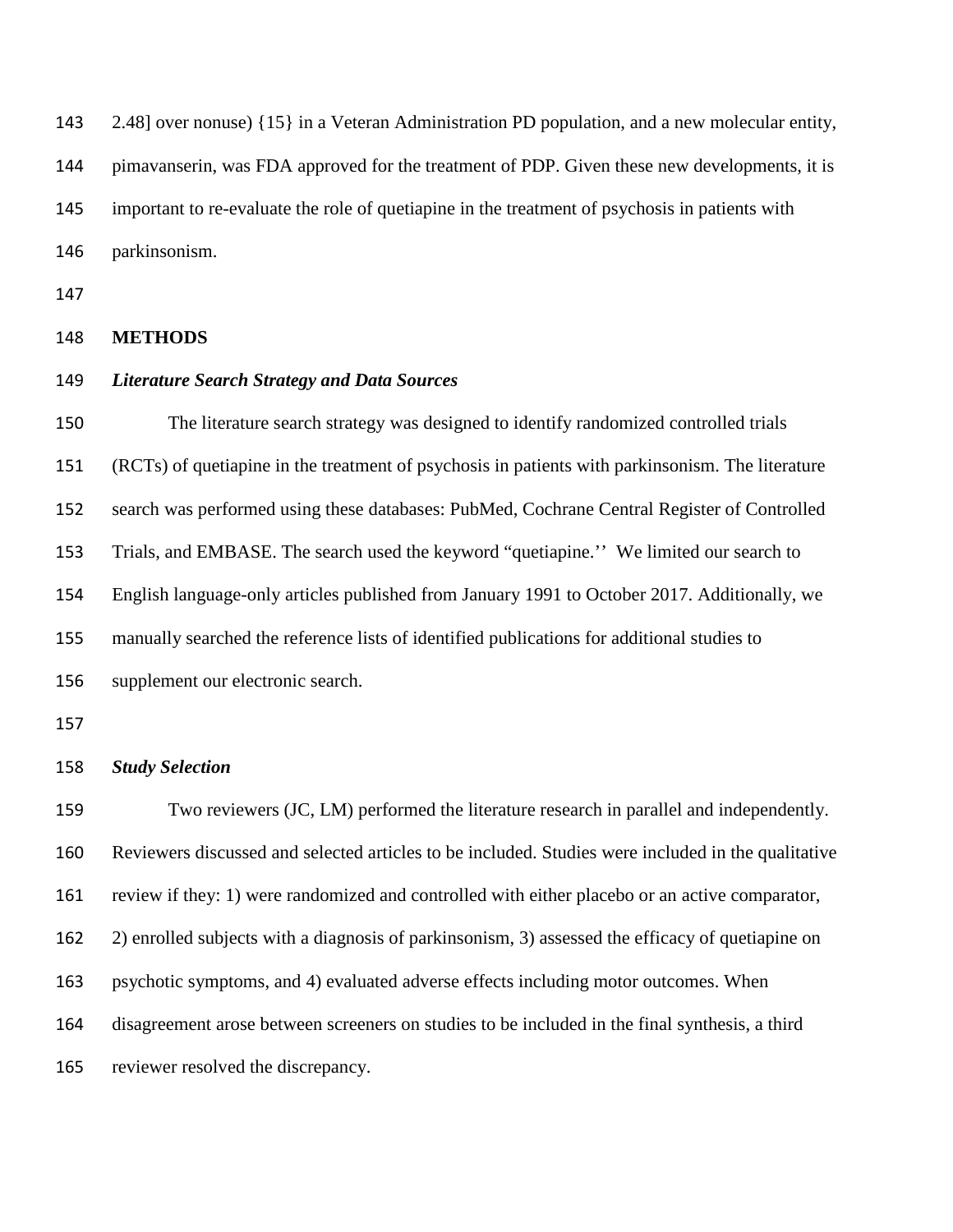2.48] over nonuse) {15} in a Veteran Administration PD population, and a new molecular entity, pimavanserin, was FDA approved for the treatment of PDP. Given these new developments, it is important to re-evaluate the role of quetiapine in the treatment of psychosis in patients with parkinsonism.

## METHODS

### *Literature Search Strategy and Data Sources*

The literature search strategy was designed to identify randomized controlled trials (RCTs) of quetiapine in the treatment of psychosis in patients with parkinsonism. The literature search was performed using these databases: PubMed, Cochrane Central Register of Controlled Trials, and EMBASE. The search used the keyword "quetiapine.'' We limited our search to English language-only articles published from January 1991 to October 2017. Additionally, we manually searched the reference lists of identified publications for additional studies to supplement our electronic search.

### *Study Selection*

Two reviewers (JC, LM) performed the literature research in parallel and independently. Reviewers discussed and selected articles to be included. Studies were included in the qualitative review if they: 1) were randomized and controlled with either placebo or an active comparator, 2) enrolled subjects with a diagnosis of parkinsonism, 3) assessed the efficacy of quetiapine on psychotic symptoms, and 4) evaluated adverse effects including motor outcomes. When disagreement arose between screeners on studies to be included in the final synthesis, a third reviewer resolved the discrepancy.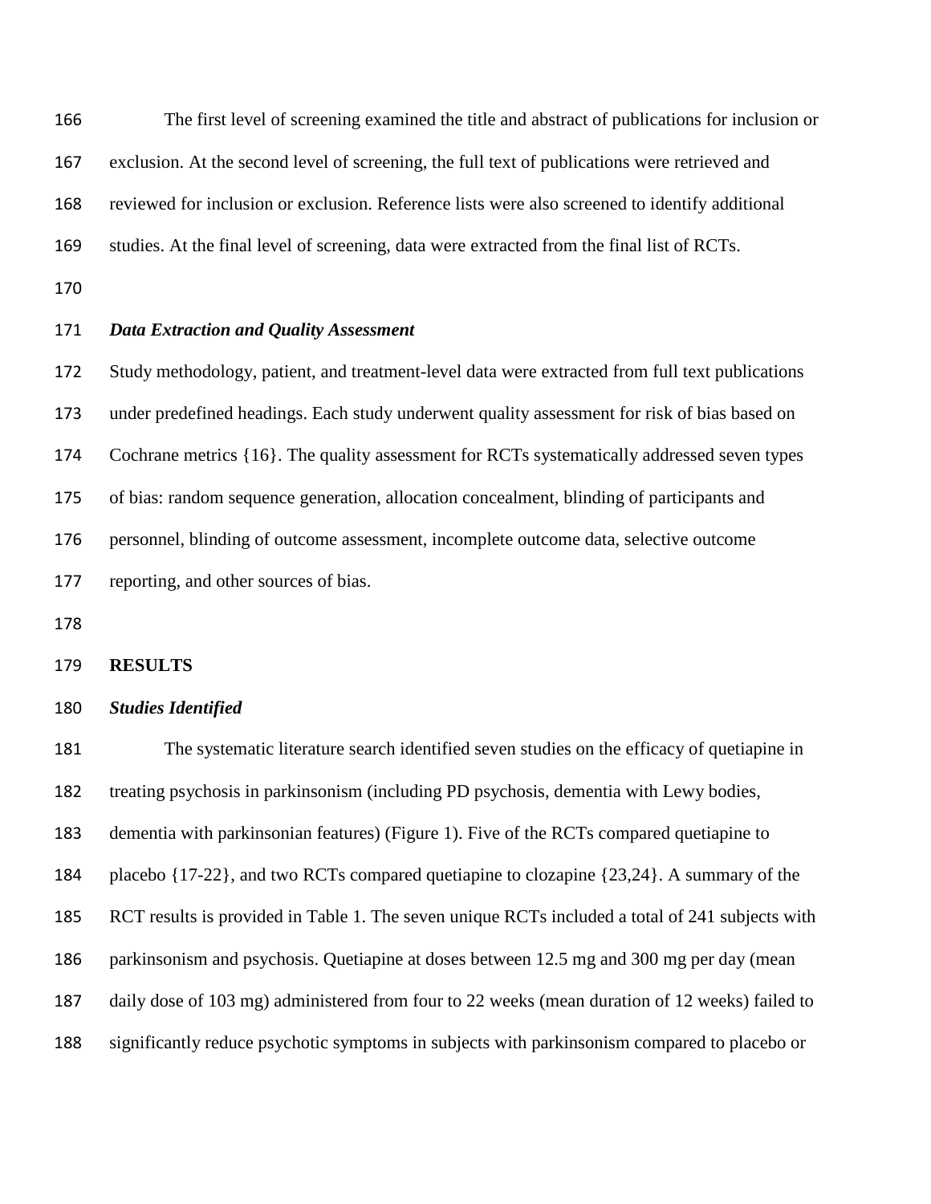The first level of screening examined the title and abstract of publications for inclusion or exclusion. At the second level of screening, the full text of publications were retrieved and reviewed for inclusion or exclusion. Reference lists were also screened to identify additional studies. At the final level of screening, data were extracted from the final list of RCTs.

### *Data Extraction and Quality Assessment*

Study methodology, patient, and treatment-level data were extracted from full text publications under predefined headings. Each study underwent quality assessment for risk of bias based on Cochrane metrics {16}. The quality assessment for RCTs systematically addressed seven types of bias: random sequence generation, allocation concealment, blinding of participants and personnel, blinding of outcome assessment, incomplete outcome data, selective outcome reporting, and other sources of bias.

## RESULTS

### *Studies Identified*

The systematic literature search identified seven studies on the efficacy of quetiapine in treating psychosis in parkinsonism (including PD psychosis, dementia with Lewy bodies, dementia with parkinsonian features) (Figure 1). Five of the RCTs compared quetiapine to placebo {17-22}, and two RCTs compared quetiapine to clozapine {23,24}. A summary of the RCT results is provided in Table 1. The seven unique RCTs included a total of 241 subjects with parkinsonism and psychosis. Quetiapine at doses between 12.5 mg and 300 mg per day (mean daily dose of 103 mg) administered from four to 22 weeks (mean duration of 12 weeks) failed to significantly reduce psychotic symptoms in subjects with parkinsonism compared to placebo or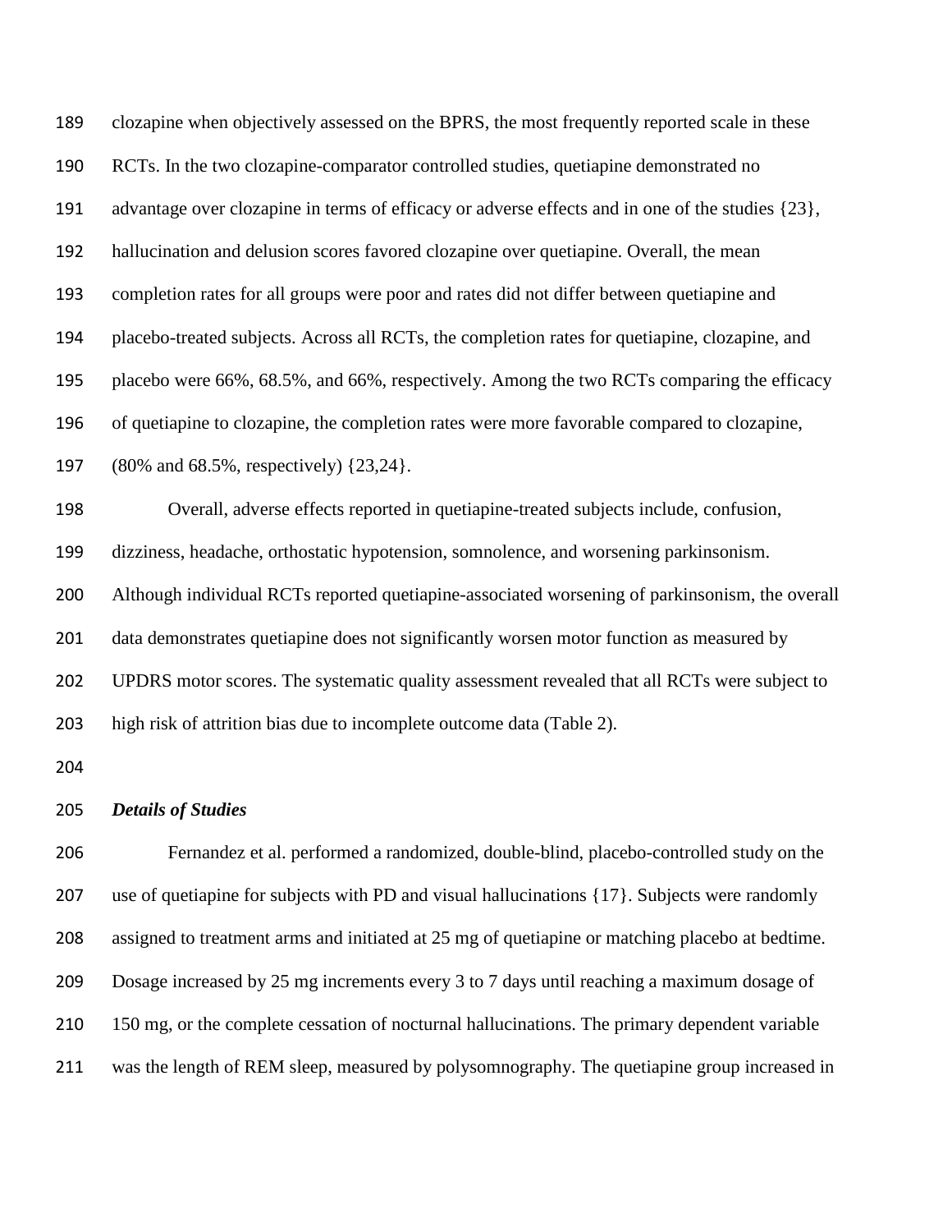clozapine when objectively assessed on the BPRS, the most frequently reported scale in these RCTs. In the two clozapine-comparator controlled studies, quetiapine demonstrated no advantage over clozapine in terms of efficacy or adverse effects and in one of the studies {23}, hallucination and delusion scores favored clozapine over quetiapine. Overall, the mean completion rates for all groups were poor and rates did not differ between quetiapine and placebo-treated subjects. Across all RCTs, the completion rates for quetiapine, clozapine, and placebo were 66%, 68.5%, and 66%, respectively. Among the two RCTs comparing the efficacy of quetiapine to clozapine, the completion rates were more favorable compared to clozapine, (80% and 68.5%, respectively) {23,24}.

Overall, adverse effects reported in quetiapine-treated subjects include, confusion, dizziness, headache, orthostatic hypotension, somnolence, and worsening parkinsonism. Although individual RCTs reported quetiapine-associated worsening of parkinsonism, the overall data demonstrates quetiapine does not significantly worsen motor function as measured by UPDRS motor scores. The systematic quality assessment revealed that all RCTs were subject to high risk of attrition bias due to incomplete outcome data (Table 2).

***Details of Studies***

Fernandez et al. performed a randomized, double-blind, placebo-controlled study on the use of quetiapine for subjects with PD and visual hallucinations {17}. Subjects were randomly assigned to treatment arms and initiated at 25 mg of quetiapine or matching placebo at bedtime. Dosage increased by 25 mg increments every 3 to 7 days until reaching a maximum dosage of 150 mg, or the complete cessation of nocturnal hallucinations. The primary dependent variable was the length of REM sleep, measured by polysomnography. The quetiapine group increased in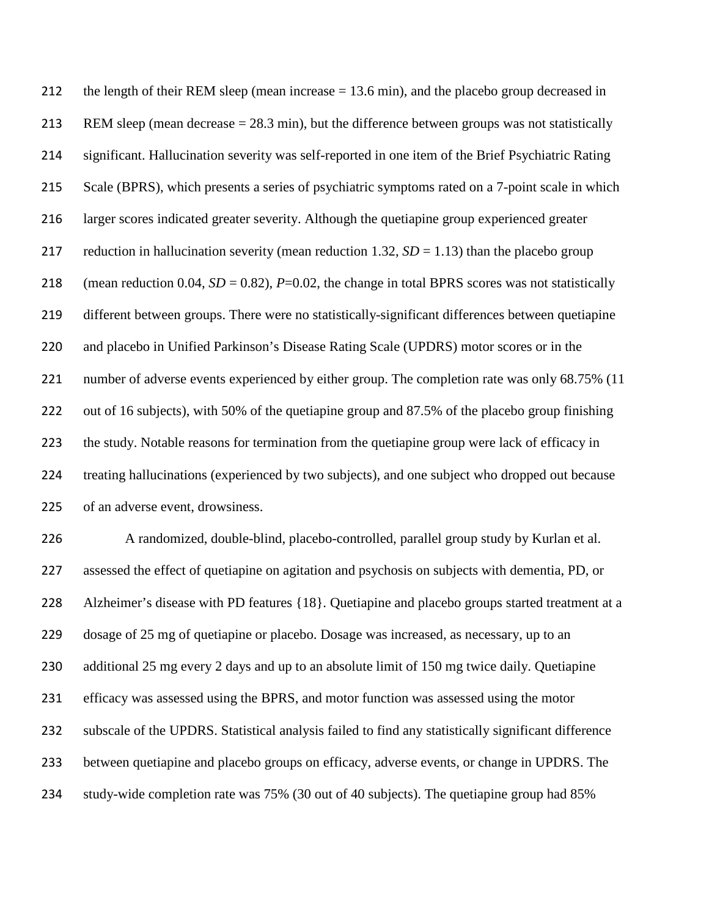the length of their REM sleep (mean increase = 13.6 min), and the placebo group decreased in REM sleep (mean decrease = 28.3 min), but the difference between groups was not statistically significant. Hallucination severity was self-reported in one item of the Brief Psychiatric Rating Scale (BPRS), which presents a series of psychiatric symptoms rated on a 7-point scale in which larger scores indicated greater severity. Although the quetiapine group experienced greater reduction in hallucination severity (mean reduction 1.32, $SD = 1.13$) than the placebo group (mean reduction 0.04, $SD = 0.82$), $P$=0.02, the change in total BPRS scores was not statistically different between groups. There were no statistically-significant differences between quetiapine and placebo in Unified Parkinson's Disease Rating Scale (UPDRS) motor scores or in the number of adverse events experienced by either group. The completion rate was only 68.75% (11 out of 16 subjects), with 50% of the quetiapine group and 87.5% of the placebo group finishing the study. Notable reasons for termination from the quetiapine group were lack of efficacy in treating hallucinations (experienced by two subjects), and one subject who dropped out because of an adverse event, drowsiness.

A randomized, double-blind, placebo-controlled, parallel group study by Kurlan et al. assessed the effect of quetiapine on agitation and psychosis on subjects with dementia, PD, or Alzheimer's disease with PD features {18}. Quetiapine and placebo groups started treatment at a dosage of 25 mg of quetiapine or placebo. Dosage was increased, as necessary, up to an additional 25 mg every 2 days and up to an absolute limit of 150 mg twice daily. Quetiapine efficacy was assessed using the BPRS, and motor function was assessed using the motor subscale of the UPDRS. Statistical analysis failed to find any statistically significant difference between quetiapine and placebo groups on efficacy, adverse events, or change in UPDRS. The study-wide completion rate was 75% (30 out of 40 subjects). The quetiapine group had 85%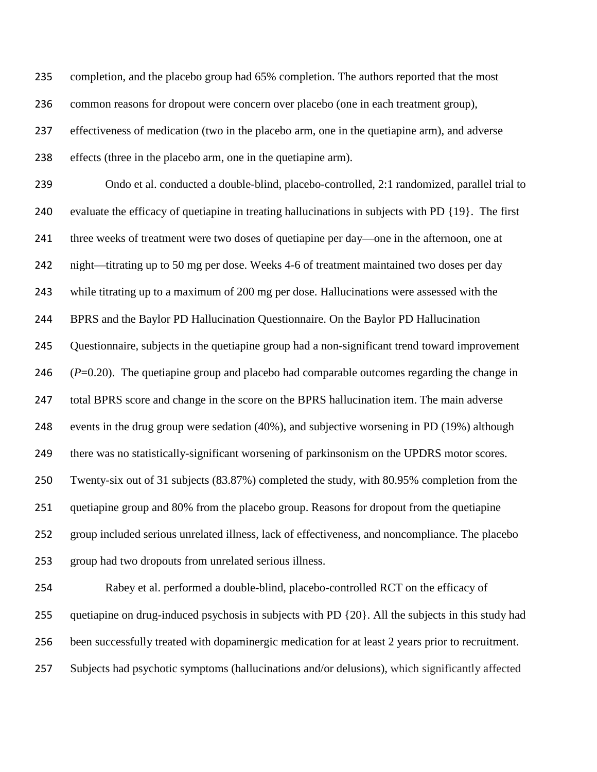completion, and the placebo group had 65% completion. The authors reported that the most common reasons for dropout were concern over placebo (one in each treatment group), effectiveness of medication (two in the placebo arm, one in the quetiapine arm), and adverse effects (three in the placebo arm, one in the quetiapine arm).

Ondo et al. conducted a double-blind, placebo-controlled, 2:1 randomized, parallel trial to evaluate the efficacy of quetiapine in treating hallucinations in subjects with PD {19}. The first three weeks of treatment were two doses of quetiapine per day—one in the afternoon, one at night—titrating up to 50 mg per dose. Weeks 4-6 of treatment maintained two doses per day while titrating up to a maximum of 200 mg per dose. Hallucinations were assessed with the BPRS and the Baylor PD Hallucination Questionnaire. On the Baylor PD Hallucination Questionnaire, subjects in the quetiapine group had a non-significant trend toward improvement ($P$=0.20). The quetiapine group and placebo had comparable outcomes regarding the change in total BPRS score and change in the score on the BPRS hallucination item. The main adverse events in the drug group were sedation (40%), and subjective worsening in PD (19%) although there was no statistically-significant worsening of parkinsonism on the UPDRS motor scores. Twenty-six out of 31 subjects (83.87%) completed the study, with 80.95% completion from the quetiapine group and 80% from the placebo group. Reasons for dropout from the quetiapine group included serious unrelated illness, lack of effectiveness, and noncompliance. The placebo group had two dropouts from unrelated serious illness.

Rabey et al. performed a double-blind, placebo-controlled RCT on the efficacy of quetiapine on drug-induced psychosis in subjects with PD {20}. All the subjects in this study had been successfully treated with dopaminergic medication for at least 2 years prior to recruitment. Subjects had psychotic symptoms (hallucinations and/or delusions), which significantly affected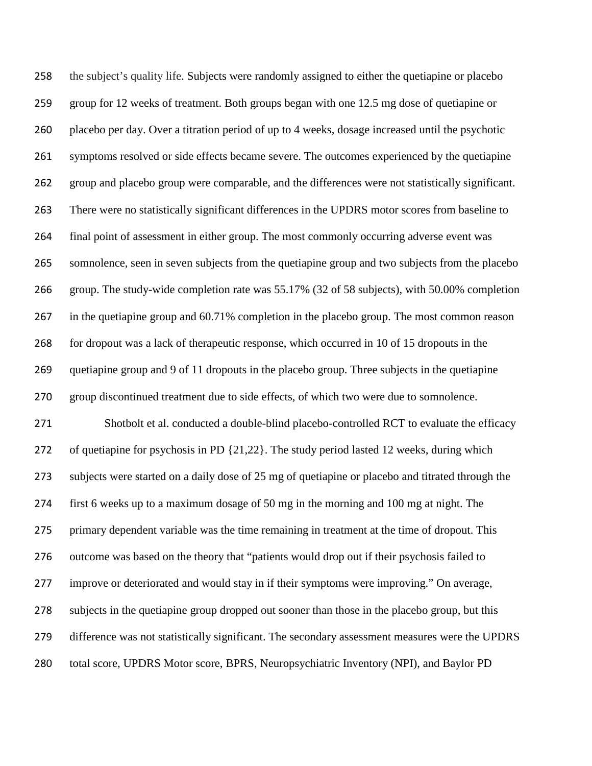the subject's quality life. Subjects were randomly assigned to either the quetiapine or placebo group for 12 weeks of treatment. Both groups began with one 12.5 mg dose of quetiapine or placebo per day. Over a titration period of up to 4 weeks, dosage increased until the psychotic symptoms resolved or side effects became severe. The outcomes experienced by the quetiapine group and placebo group were comparable, and the differences were not statistically significant. There were no statistically significant differences in the UPDRS motor scores from baseline to final point of assessment in either group. The most commonly occurring adverse event was somnolence, seen in seven subjects from the quetiapine group and two subjects from the placebo group. The study-wide completion rate was 55.17% (32 of 58 subjects), with 50.00% completion in the quetiapine group and 60.71% completion in the placebo group. The most common reason for dropout was a lack of therapeutic response, which occurred in 10 of 15 dropouts in the quetiapine group and 9 of 11 dropouts in the placebo group. Three subjects in the quetiapine group discontinued treatment due to side effects, of which two were due to somnolence.

Shotbolt et al. conducted a double-blind placebo-controlled RCT to evaluate the efficacy of quetiapine for psychosis in PD {21,22}. The study period lasted 12 weeks, during which subjects were started on a daily dose of 25 mg of quetiapine or placebo and titrated through the first 6 weeks up to a maximum dosage of 50 mg in the morning and 100 mg at night. The primary dependent variable was the time remaining in treatment at the time of dropout. This outcome was based on the theory that "patients would drop out if their psychosis failed to improve or deteriorated and would stay in if their symptoms were improving." On average, subjects in the quetiapine group dropped out sooner than those in the placebo group, but this difference was not statistically significant. The secondary assessment measures were the UPDRS total score, UPDRS Motor score, BPRS, Neuropsychiatric Inventory (NPI), and Baylor PD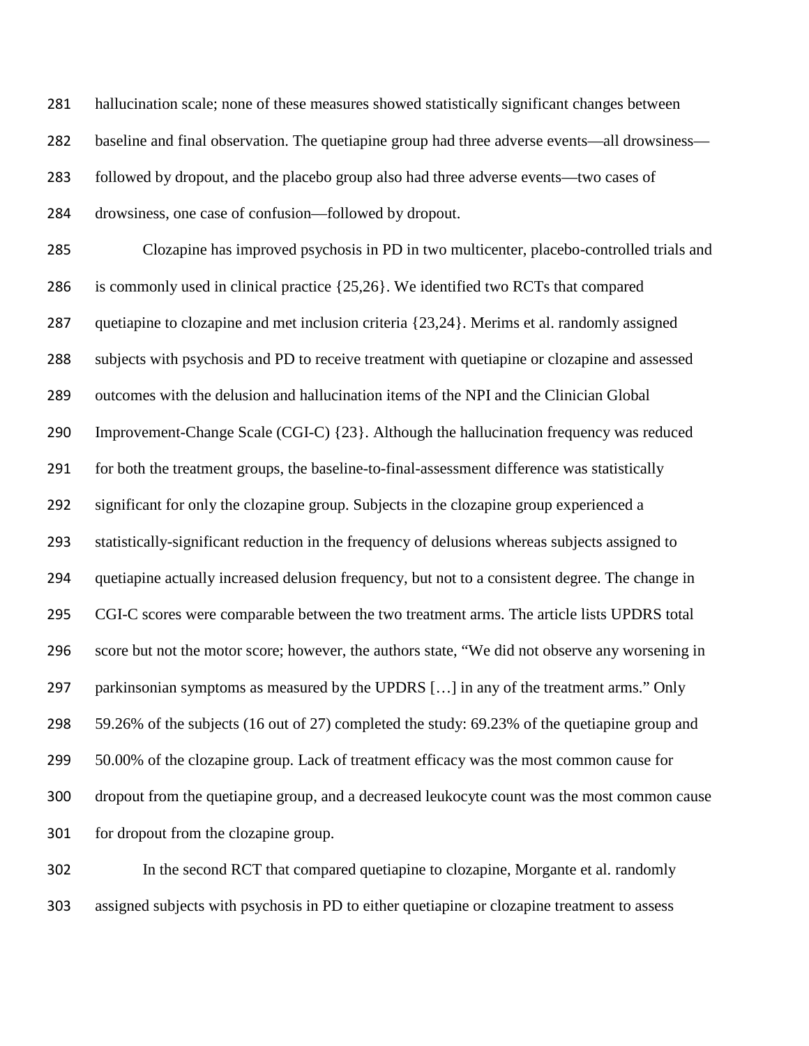hallucination scale; none of these measures showed statistically significant changes between baseline and final observation. The quetiapine group had three adverse events—all drowsiness—followed by dropout, and the placebo group also had three adverse events—two cases of drowsiness, one case of confusion—followed by dropout.

Clozapine has improved psychosis in PD in two multicenter, placebo-controlled trials and is commonly used in clinical practice {25,26}. We identified two RCTs that compared quetiapine to clozapine and met inclusion criteria {23,24}. Merims et al. randomly assigned subjects with psychosis and PD to receive treatment with quetiapine or clozapine and assessed outcomes with the delusion and hallucination items of the NPI and the Clinician Global Improvement-Change Scale (CGI-C) {23}. Although the hallucination frequency was reduced for both the treatment groups, the baseline-to-final-assessment difference was statistically significant for only the clozapine group. Subjects in the clozapine group experienced a statistically-significant reduction in the frequency of delusions whereas subjects assigned to quetiapine actually increased delusion frequency, but not to a consistent degree. The change in CGI-C scores were comparable between the two treatment arms. The article lists UPDRS total score but not the motor score; however, the authors state, "We did not observe any worsening in parkinsonian symptoms as measured by the UPDRS […] in any of the treatment arms." Only 59.26% of the subjects (16 out of 27) completed the study: 69.23% of the quetiapine group and 50.00% of the clozapine group. Lack of treatment efficacy was the most common cause for dropout from the quetiapine group, and a decreased leukocyte count was the most common cause for dropout from the clozapine group.

In the second RCT that compared quetiapine to clozapine, Morgante et al. randomly assigned subjects with psychosis in PD to either quetiapine or clozapine treatment to assess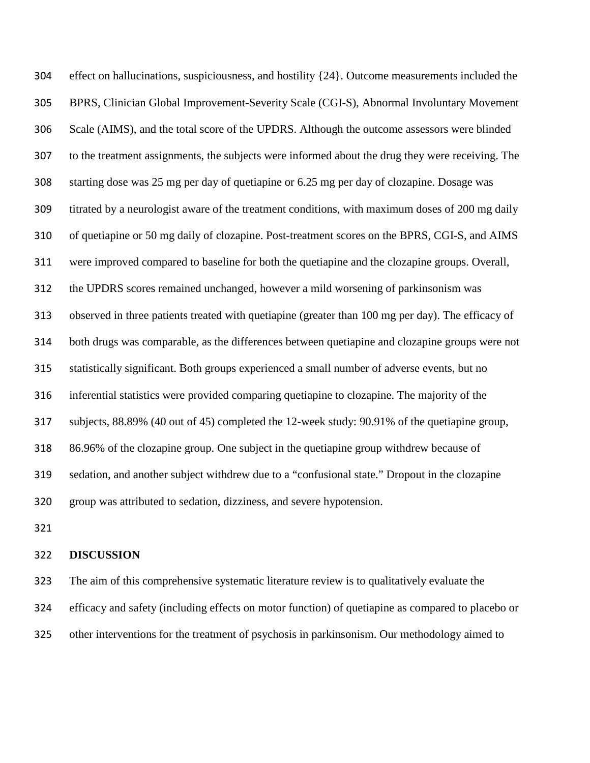effect on hallucinations, suspiciousness, and hostility {24}. Outcome measurements included the BPRS, Clinician Global Improvement-Severity Scale (CGI-S), Abnormal Involuntary Movement Scale (AIMS), and the total score of the UPDRS. Although the outcome assessors were blinded to the treatment assignments, the subjects were informed about the drug they were receiving. The starting dose was 25 mg per day of quetiapine or 6.25 mg per day of clozapine. Dosage was titrated by a neurologist aware of the treatment conditions, with maximum doses of 200 mg daily of quetiapine or 50 mg daily of clozapine. Post-treatment scores on the BPRS, CGI-S, and AIMS were improved compared to baseline for both the quetiapine and the clozapine groups. Overall, the UPDRS scores remained unchanged, however a mild worsening of parkinsonism was observed in three patients treated with quetiapine (greater than 100 mg per day). The efficacy of both drugs was comparable, as the differences between quetiapine and clozapine groups were not statistically significant. Both groups experienced a small number of adverse events, but no inferential statistics were provided comparing quetiapine to clozapine. The majority of the subjects, 88.89% (40 out of 45) completed the 12-week study: 90.91% of the quetiapine group, 86.96% of the clozapine group. One subject in the quetiapine group withdrew because of sedation, and another subject withdrew due to a "confusional state." Dropout in the clozapine group was attributed to sedation, dizziness, and severe hypotension.

## DISCUSSION

The aim of this comprehensive systematic literature review is to qualitatively evaluate the efficacy and safety (including effects on motor function) of quetiapine as compared to placebo or other interventions for the treatment of psychosis in parkinsonism. Our methodology aimed to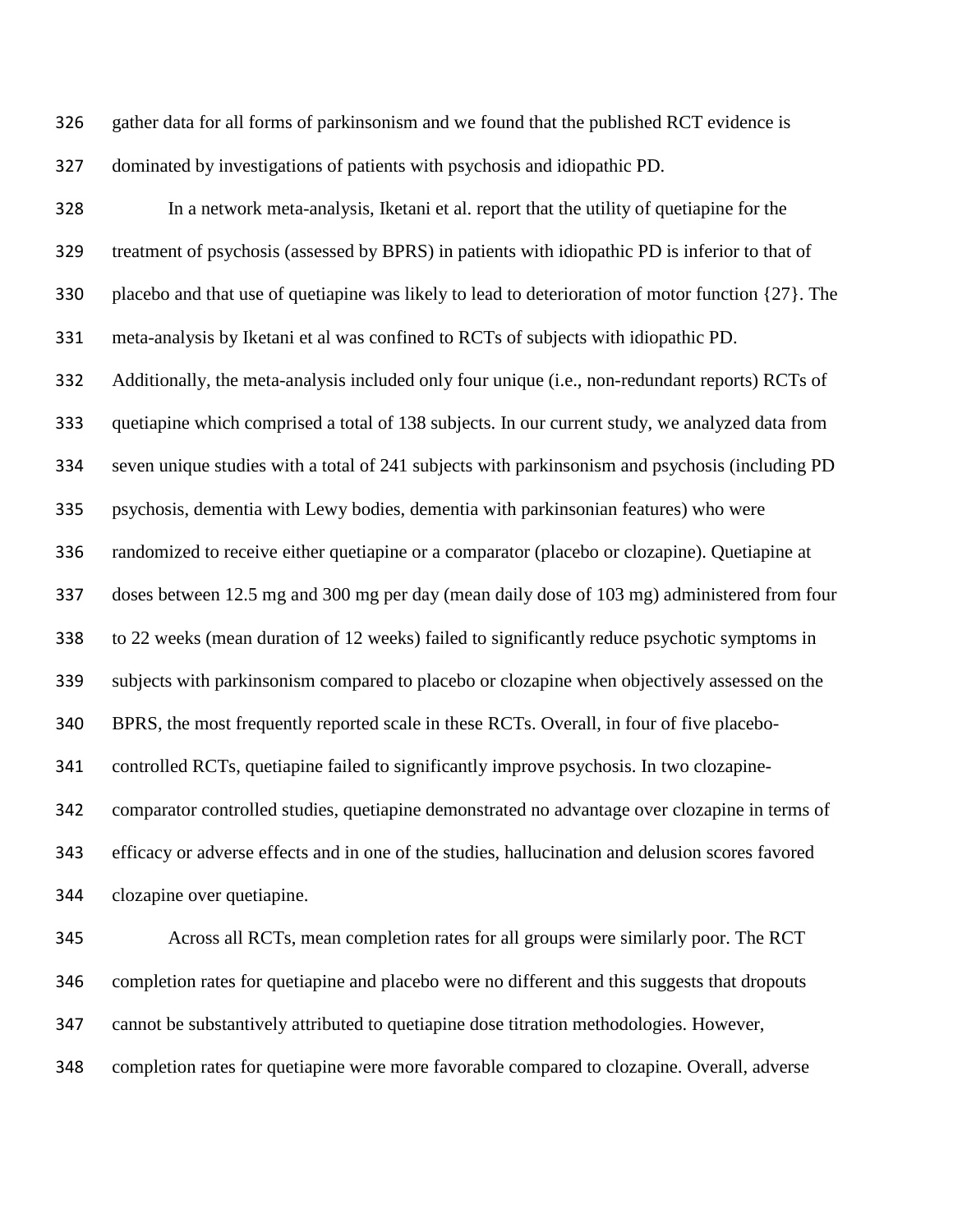gather data for all forms of parkinsonism and we found that the published RCT evidence is dominated by investigations of patients with psychosis and idiopathic PD.

In a network meta-analysis, Iketani et al. report that the utility of quetiapine for the treatment of psychosis (assessed by BPRS) in patients with idiopathic PD is inferior to that of placebo and that use of quetiapine was likely to lead to deterioration of motor function {27}. The meta-analysis by Iketani et al was confined to RCTs of subjects with idiopathic PD. Additionally, the meta-analysis included only four unique (i.e., non-redundant reports) RCTs of quetiapine which comprised a total of 138 subjects. In our current study, we analyzed data from seven unique studies with a total of 241 subjects with parkinsonism and psychosis (including PD psychosis, dementia with Lewy bodies, dementia with parkinsonian features) who were randomized to receive either quetiapine or a comparator (placebo or clozapine). Quetiapine at doses between 12.5 mg and 300 mg per day (mean daily dose of 103 mg) administered from four to 22 weeks (mean duration of 12 weeks) failed to significantly reduce psychotic symptoms in subjects with parkinsonism compared to placebo or clozapine when objectively assessed on the BPRS, the most frequently reported scale in these RCTs. Overall, in four of five placebo-controlled RCTs, quetiapine failed to significantly improve psychosis. In two clozapine-comparator controlled studies, quetiapine demonstrated no advantage over clozapine in terms of efficacy or adverse effects and in one of the studies, hallucination and delusion scores favored clozapine over quetiapine.

Across all RCTs, mean completion rates for all groups were similarly poor. The RCT completion rates for quetiapine and placebo were no different and this suggests that dropouts cannot be substantively attributed to quetiapine dose titration methodologies. However, completion rates for quetiapine were more favorable compared to clozapine. Overall, adverse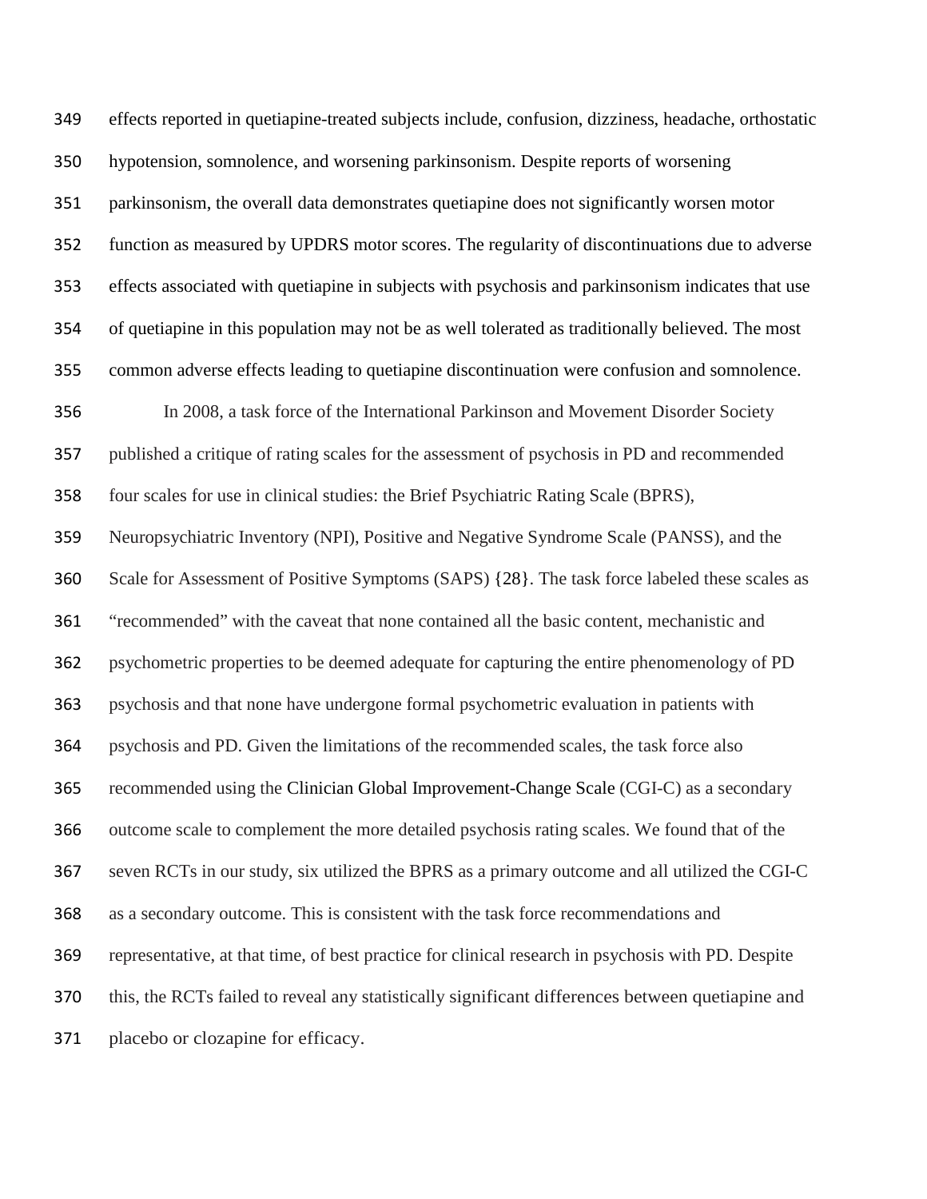effects reported in quetiapine-treated subjects include, confusion, dizziness, headache, orthostatic hypotension, somnolence, and worsening parkinsonism. Despite reports of worsening parkinsonism, the overall data demonstrates quetiapine does not significantly worsen motor function as measured by UPDRS motor scores. The regularity of discontinuations due to adverse effects associated with quetiapine in subjects with psychosis and parkinsonism indicates that use of quetiapine in this population may not be as well tolerated as traditionally believed. The most common adverse effects leading to quetiapine discontinuation were confusion and somnolence.

In 2008, a task force of the International Parkinson and Movement Disorder Society published a critique of rating scales for the assessment of psychosis in PD and recommended four scales for use in clinical studies: the Brief Psychiatric Rating Scale (BPRS), Neuropsychiatric Inventory (NPI), Positive and Negative Syndrome Scale (PANSS), and the Scale for Assessment of Positive Symptoms (SAPS) {28}. The task force labeled these scales as "recommended" with the caveat that none contained all the basic content, mechanistic and psychometric properties to be deemed adequate for capturing the entire phenomenology of PD psychosis and that none have undergone formal psychometric evaluation in patients with psychosis and PD. Given the limitations of the recommended scales, the task force also recommended using the Clinician Global Improvement-Change Scale (CGI-C) as a secondary outcome scale to complement the more detailed psychosis rating scales. We found that of the seven RCTs in our study, six utilized the BPRS as a primary outcome and all utilized the CGI-C as a secondary outcome. This is consistent with the task force recommendations and representative, at that time, of best practice for clinical research in psychosis with PD. Despite this, the RCTs failed to reveal any statistically significant differences between quetiapine and placebo or clozapine for efficacy.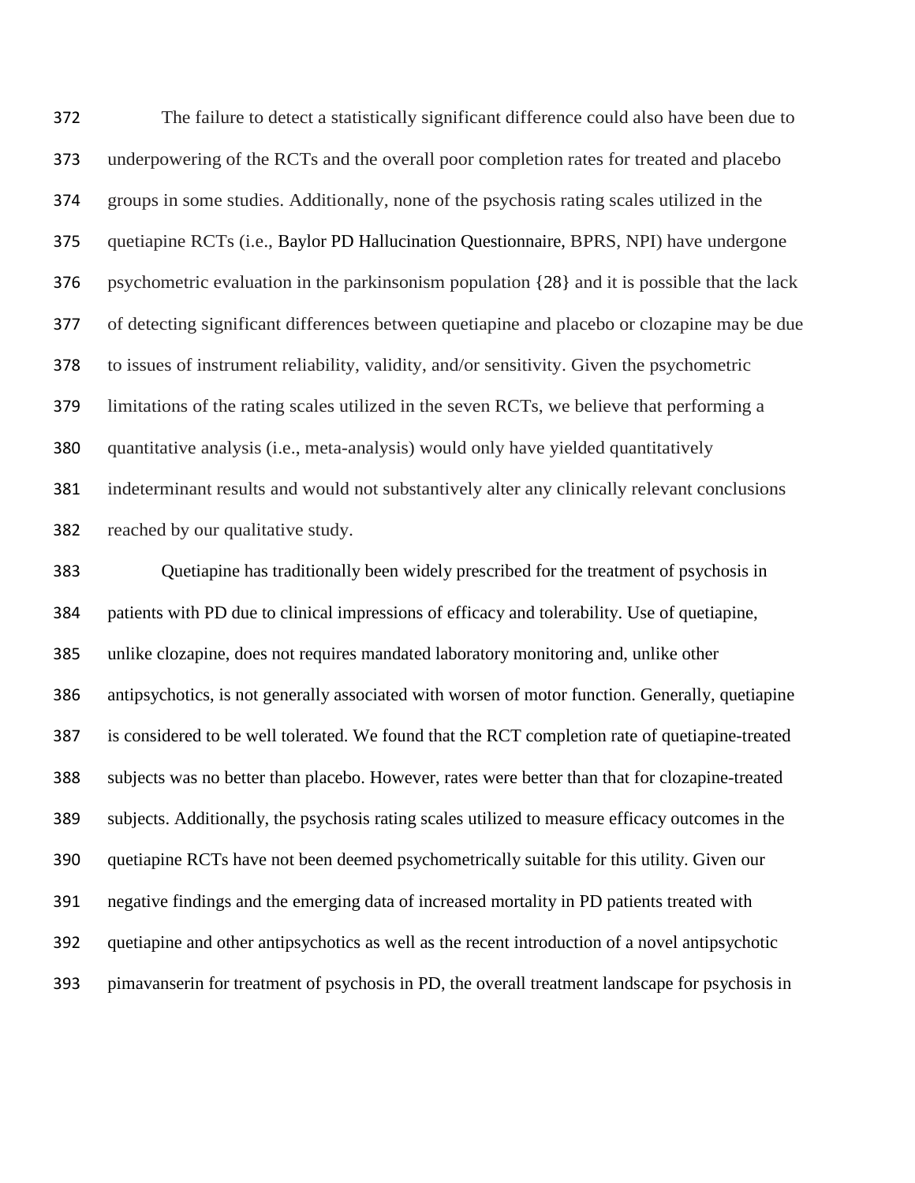The failure to detect a statistically significant difference could also have been due to underpowering of the RCTs and the overall poor completion rates for treated and placebo groups in some studies. Additionally, none of the psychosis rating scales utilized in the quetiapine RCTs (i.e., Baylor PD Hallucination Questionnaire, BPRS, NPI) have undergone psychometric evaluation in the parkinsonism population {28} and it is possible that the lack of detecting significant differences between quetiapine and placebo or clozapine may be due to issues of instrument reliability, validity, and/or sensitivity. Given the psychometric limitations of the rating scales utilized in the seven RCTs, we believe that performing a quantitative analysis (i.e., meta-analysis) would only have yielded quantitatively indeterminant results and would not substantively alter any clinically relevant conclusions reached by our qualitative study.

Quetiapine has traditionally been widely prescribed for the treatment of psychosis in patients with PD due to clinical impressions of efficacy and tolerability. Use of quetiapine, unlike clozapine, does not requires mandated laboratory monitoring and, unlike other antipsychotics, is not generally associated with worsen of motor function. Generally, quetiapine is considered to be well tolerated. We found that the RCT completion rate of quetiapine-treated subjects was no better than placebo. However, rates were better than that for clozapine-treated subjects. Additionally, the psychosis rating scales utilized to measure efficacy outcomes in the quetiapine RCTs have not been deemed psychometrically suitable for this utility. Given our negative findings and the emerging data of increased mortality in PD patients treated with quetiapine and other antipsychotics as well as the recent introduction of a novel antipsychotic pimavanserin for treatment of psychosis in PD, the overall treatment landscape for psychosis in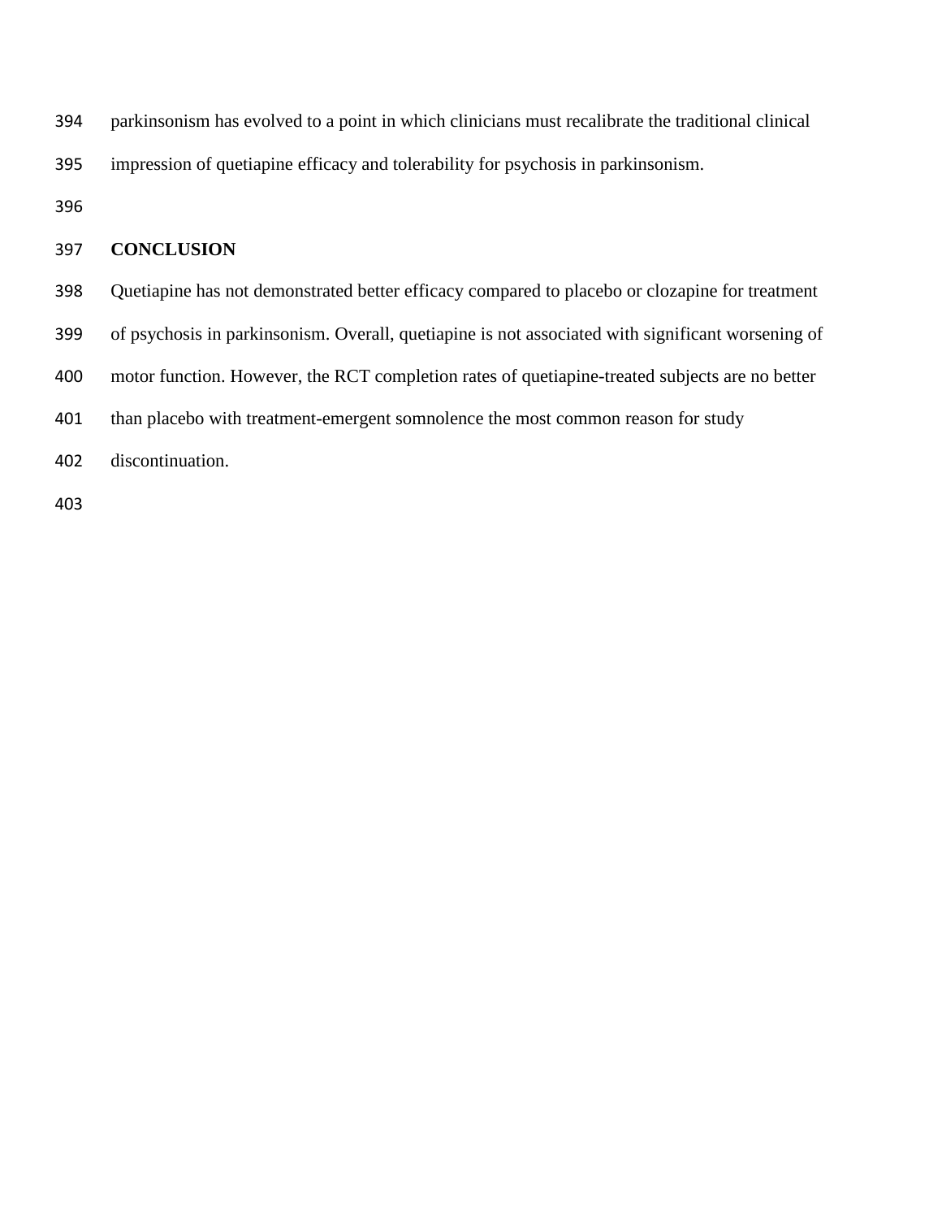parkinsonism has evolved to a point in which clinicians must recalibrate the traditional clinical impression of quetiapine efficacy and tolerability for psychosis in parkinsonism.

## CONCLUSION

Quetiapine has not demonstrated better efficacy compared to placebo or clozapine for treatment of psychosis in parkinsonism. Overall, quetiapine is not associated with significant worsening of motor function. However, the RCT completion rates of quetiapine-treated subjects are no better than placebo with treatment-emergent somnolence the most common reason for study discontinuation.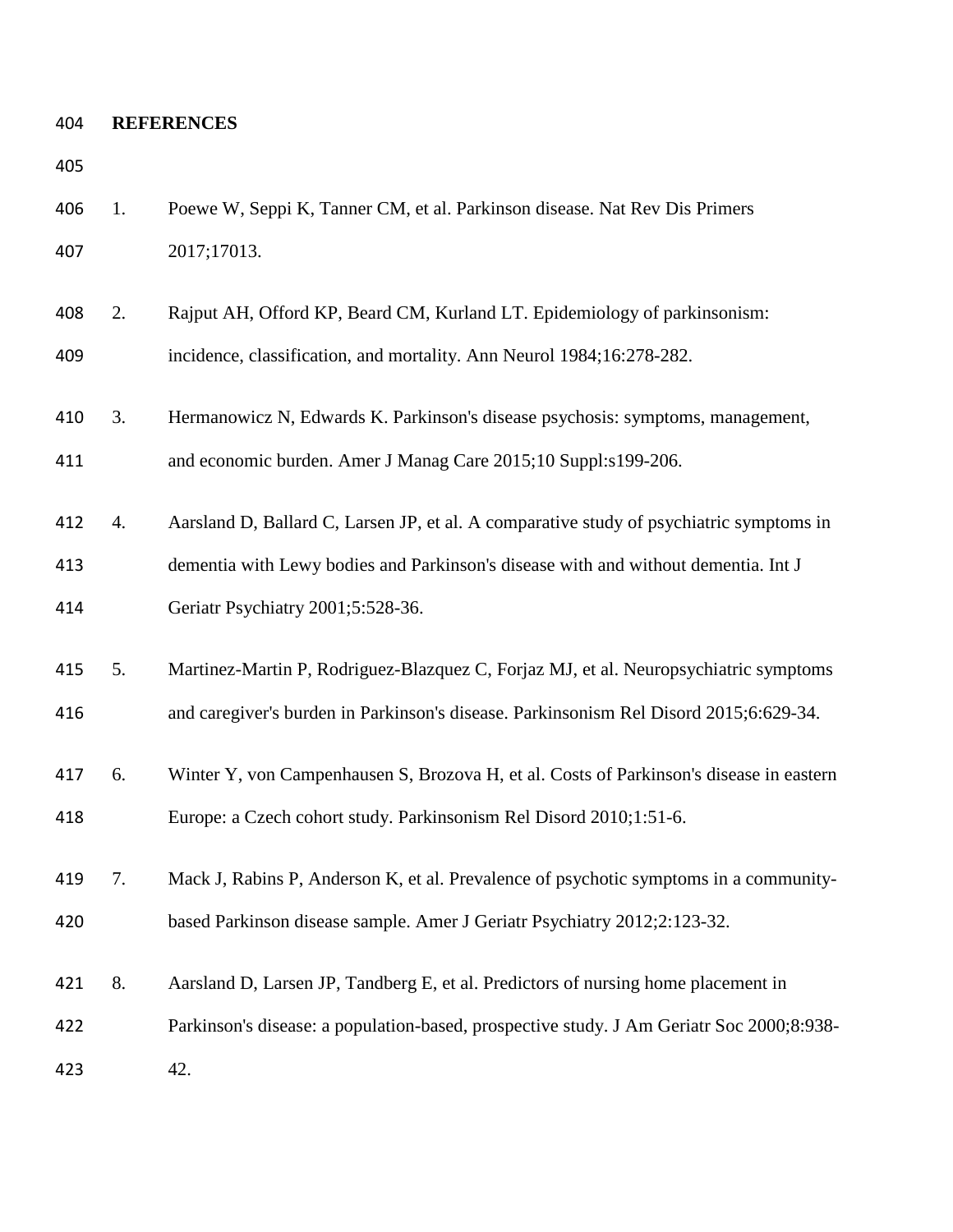## REFERENCES

1. Poewe W, Seppi K, Tanner CM, et al. Parkinson disease. Nat Rev Dis Primers 2017;17013.

2. Rajput AH, Offord KP, Beard CM, Kurland LT. Epidemiology of parkinsonism: incidence, classification, and mortality. Ann Neurol 1984;16:278-282.

3. Hermanowicz N, Edwards K. Parkinson's disease psychosis: symptoms, management, and economic burden. Amer J Manag Care 2015;10 Suppl:s199-206.

4. Aarsland D, Ballard C, Larsen JP, et al. A comparative study of psychiatric symptoms in dementia with Lewy bodies and Parkinson's disease with and without dementia. Int J Geriatr Psychiatry 2001;5:528-36.

5. Martinez-Martin P, Rodriguez-Blazquez C, Forjaz MJ, et al. Neuropsychiatric symptoms and caregiver's burden in Parkinson's disease. Parkinsonism Rel Disord 2015;6:629-34.

6. Winter Y, von Campenhausen S, Brozova H, et al. Costs of Parkinson's disease in eastern Europe: a Czech cohort study. Parkinsonism Rel Disord 2010;1:51-6.

7. Mack J, Rabins P, Anderson K, et al. Prevalence of psychotic symptoms in a community-based Parkinson disease sample. Amer J Geriatr Psychiatry 2012;2:123-32.

8. Aarsland D, Larsen JP, Tandberg E, et al. Predictors of nursing home placement in Parkinson's disease: a population-based, prospective study. J Am Geriatr Soc 2000;8:938-42.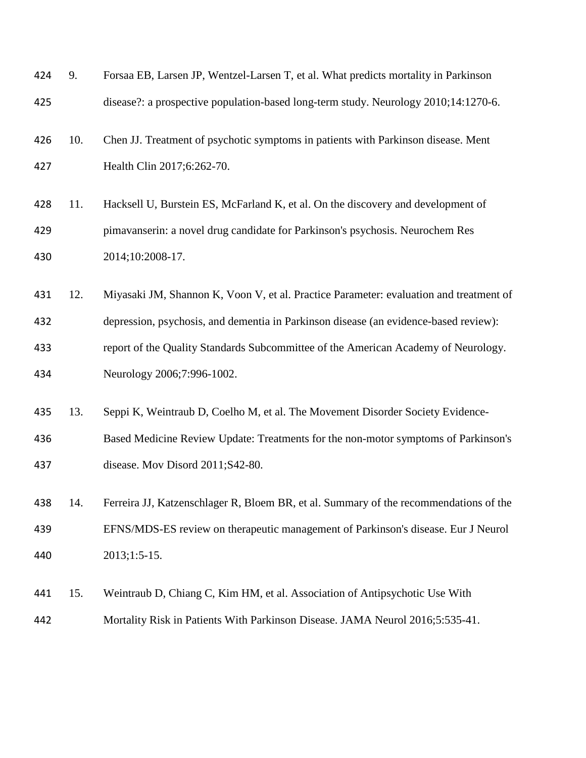9. Forsaa EB, Larsen JP, Wentzel-Larsen T, et al. What predicts mortality in Parkinson disease?: a prospective population-based long-term study. Neurology 2010;14:1270-6.

10. Chen JJ. Treatment of psychotic symptoms in patients with Parkinson disease. Ment Health Clin 2017;6:262-70.

11. Hacksell U, Burstein ES, McFarland K, et al. On the discovery and development of pimavanserin: a novel drug candidate for Parkinson's psychosis. Neurochem Res 2014;10:2008-17.

12. Miyasaki JM, Shannon K, Voon V, et al. Practice Parameter: evaluation and treatment of depression, psychosis, and dementia in Parkinson disease (an evidence-based review): report of the Quality Standards Subcommittee of the American Academy of Neurology. Neurology 2006;7:996-1002.

13. Seppi K, Weintraub D, Coelho M, et al. The Movement Disorder Society Evidence-Based Medicine Review Update: Treatments for the non-motor symptoms of Parkinson's disease. Mov Disord 2011;S42-80.

14. Ferreira JJ, Katzenschlager R, Bloem BR, et al. Summary of the recommendations of the EFNS/MDS-ES review on therapeutic management of Parkinson's disease. Eur J Neurol 2013;1:5-15.

15. Weintraub D, Chiang C, Kim HM, et al. Association of Antipsychotic Use With Mortality Risk in Patients With Parkinson Disease. JAMA Neurol 2016;5:535-41.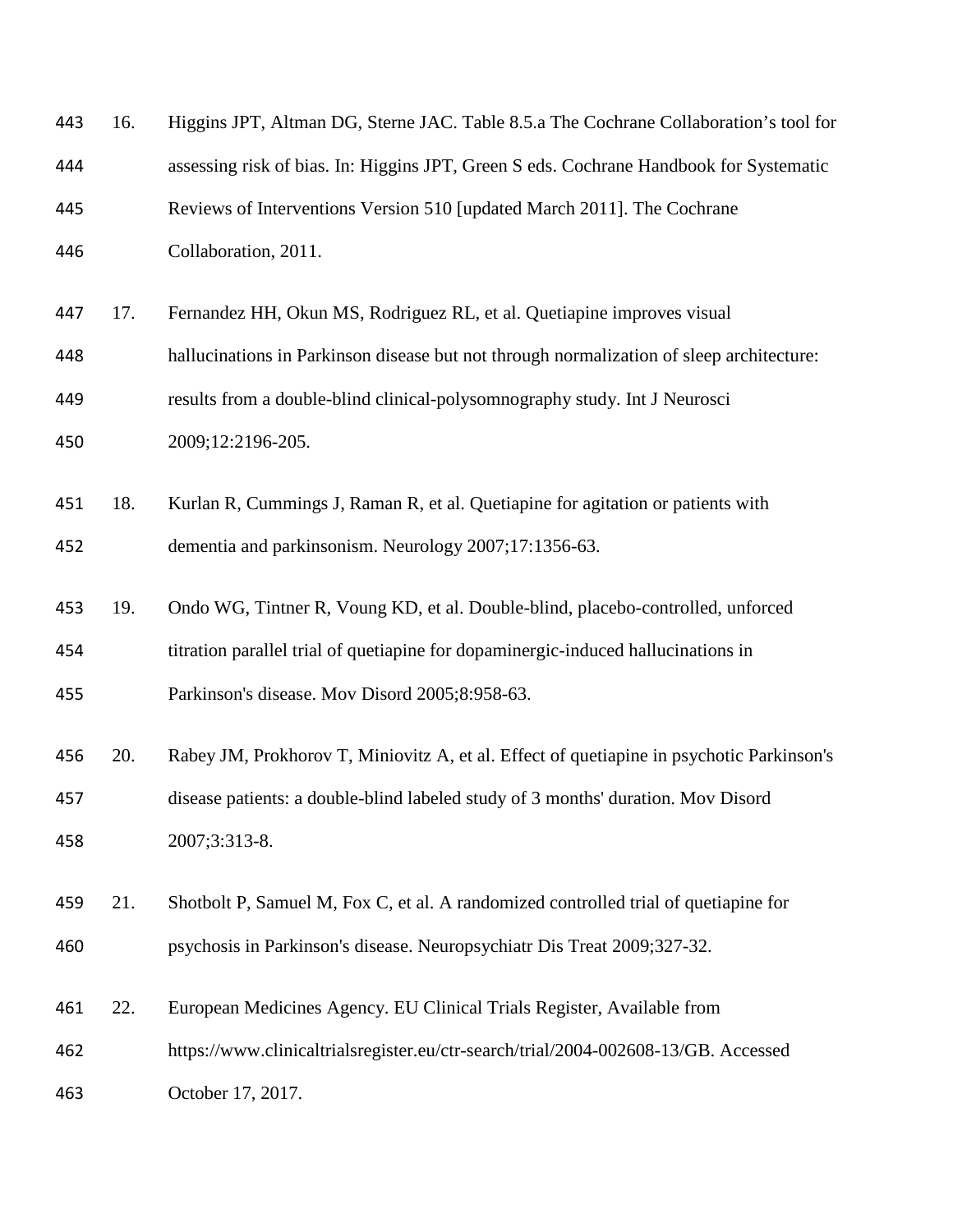16. Higgins JPT, Altman DG, Sterne JAC. Table 8.5.a The Cochrane Collaboration's tool for assessing risk of bias. In: Higgins JPT, Green S eds. Cochrane Handbook for Systematic Reviews of Interventions Version 510 [updated March 2011]. The Cochrane Collaboration, 2011.

17. Fernandez HH, Okun MS, Rodriguez RL, et al. Quetiapine improves visual hallucinations in Parkinson disease but not through normalization of sleep architecture: results from a double-blind clinical-polysomnography study. Int J Neurosci 2009;12:2196-205.

18. Kurlan R, Cummings J, Raman R, et al. Quetiapine for agitation or patients with dementia and parkinsonism. Neurology 2007;17:1356-63.

19. Ondo WG, Tintner R, Voung KD, et al. Double-blind, placebo-controlled, unforced titration parallel trial of quetiapine for dopaminergic-induced hallucinations in Parkinson's disease. Mov Disord 2005;8:958-63.

20. Rabey JM, Prokhorov T, Miniovitz A, et al. Effect of quetiapine in psychotic Parkinson's disease patients: a double-blind labeled study of 3 months' duration. Mov Disord 2007;3:313-8.

21. Shotbolt P, Samuel M, Fox C, et al. A randomized controlled trial of quetiapine for psychosis in Parkinson's disease. Neuropsychiatr Dis Treat 2009;327-32.

22. European Medicines Agency. EU Clinical Trials Register, Available from https://www.clinicaltrialsregister.eu/ctr-search/trial/2004-002608-13/GB. Accessed October 17, 2017.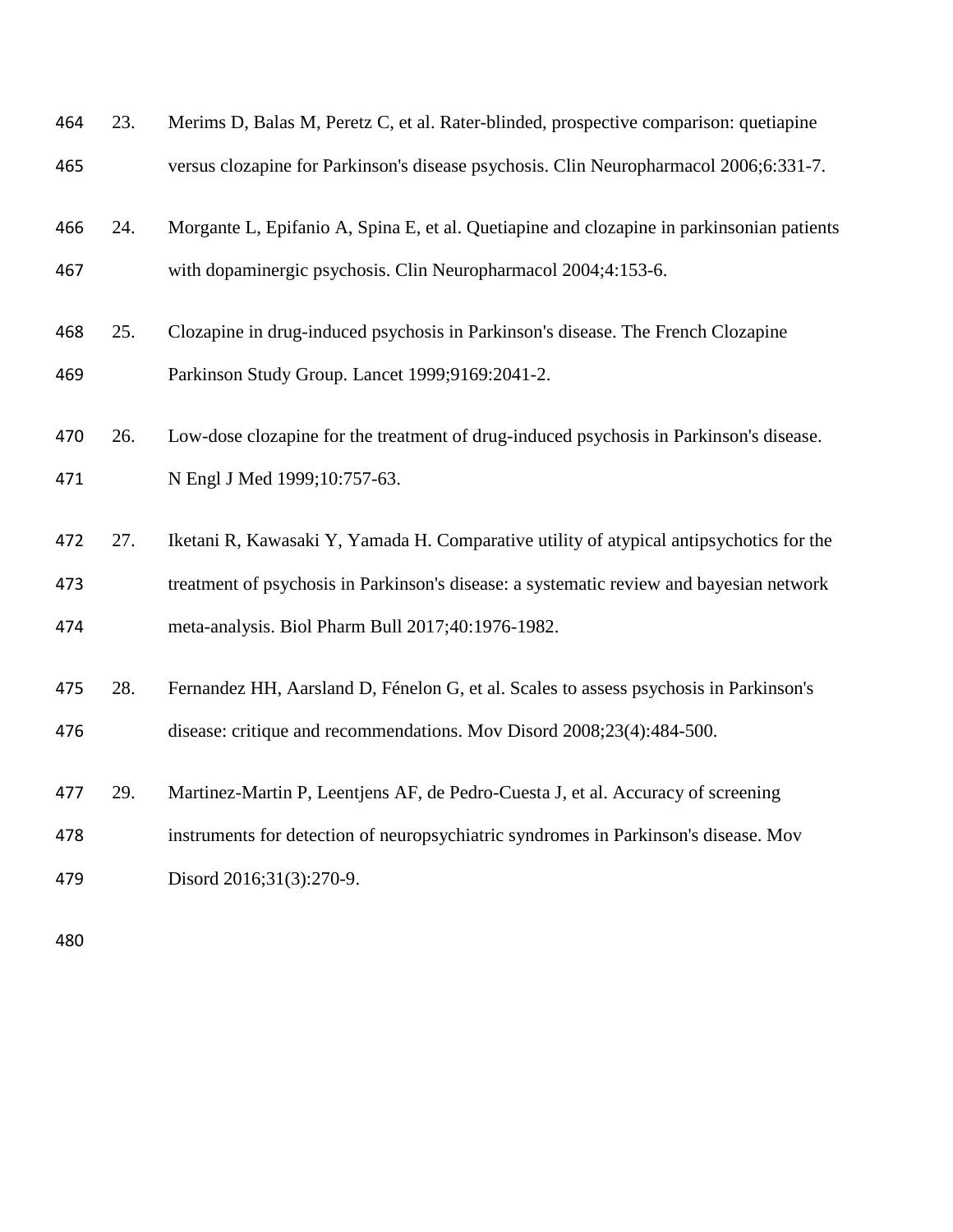23. Merims D, Balas M, Peretz C, et al. Rater-blinded, prospective comparison: quetiapine versus clozapine for Parkinson's disease psychosis. Clin Neuropharmacol 2006;6:331-7.

24. Morgante L, Epifanio A, Spina E, et al. Quetiapine and clozapine in parkinsonian patients with dopaminergic psychosis. Clin Neuropharmacol 2004;4:153-6.

25. Clozapine in drug-induced psychosis in Parkinson's disease. The French Clozapine Parkinson Study Group. Lancet 1999;9169:2041-2.

26. Low-dose clozapine for the treatment of drug-induced psychosis in Parkinson's disease. N Engl J Med 1999;10:757-63.

27. Iketani R, Kawasaki Y, Yamada H. Comparative utility of atypical antipsychotics for the treatment of psychosis in Parkinson's disease: a systematic review and bayesian network meta-analysis. Biol Pharm Bull 2017;40:1976-1982.

28. Fernandez HH, Aarsland D, Fénelon G, et al. Scales to assess psychosis in Parkinson's disease: critique and recommendations. Mov Disord 2008;23(4):484-500.

29. Martinez-Martin P, Leentjens AF, de Pedro-Cuesta J, et al. Accuracy of screening instruments for detection of neuropsychiatric syndromes in Parkinson's disease. Mov Disord 2016;31(3):270-9.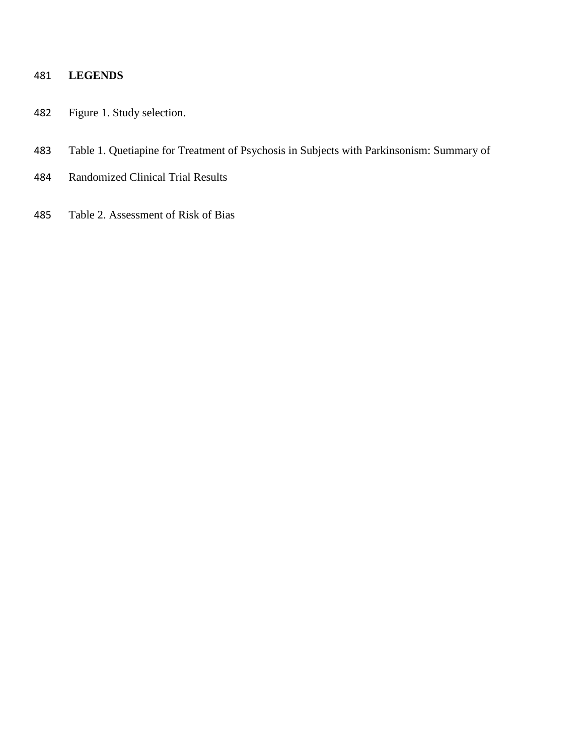## LEGENDS

Figure 1. Study selection.

Table 1. Quetiapine for Treatment of Psychosis in Subjects with Parkinsonism: Summary of Randomized Clinical Trial Results

Table 2. Assessment of Risk of Bias